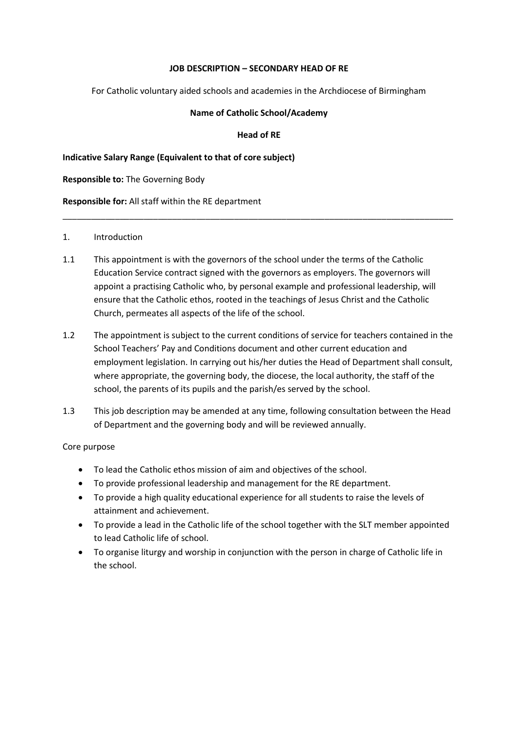**JOB DESCRIPTION – SECONDARY HEAD OF RE**

For Catholic voluntary aided schools and academies in the Archdiocese of Birmingham

**Name of Catholic School/Academy**

**Head of RE**

**Indicative Salary Range (Equivalent to that of core subject)**

**Responsible to:** The Governing Body

**Responsible for:** All staff within the RE department

---

1. Introduction

1.1 This appointment is with the governors of the school under the terms of the Catholic Education Service contract signed with the governors as employers. The governors will appoint a practising Catholic who, by personal example and professional leadership, will ensure that the Catholic ethos, rooted in the teachings of Jesus Christ and the Catholic Church, permeates all aspects of the life of the school.

1.2 The appointment is subject to the current conditions of service for teachers contained in the School Teachers' Pay and Conditions document and other current education and employment legislation. In carrying out his/her duties the Head of Department shall consult, where appropriate, the governing body, the diocese, the local authority, the staff of the school, the parents of its pupils and the parish/es served by the school.

1.3 This job description may be amended at any time, following consultation between the Head of Department and the governing body and will be reviewed annually.

Core purpose

- To lead the Catholic ethos mission of aim and objectives of the school.
- To provide professional leadership and management for the RE department.
- To provide a high quality educational experience for all students to raise the levels of attainment and achievement.
- To provide a lead in the Catholic life of the school together with the SLT member appointed to lead Catholic life of school.
- To organise liturgy and worship in conjunction with the person in charge of Catholic life in the school.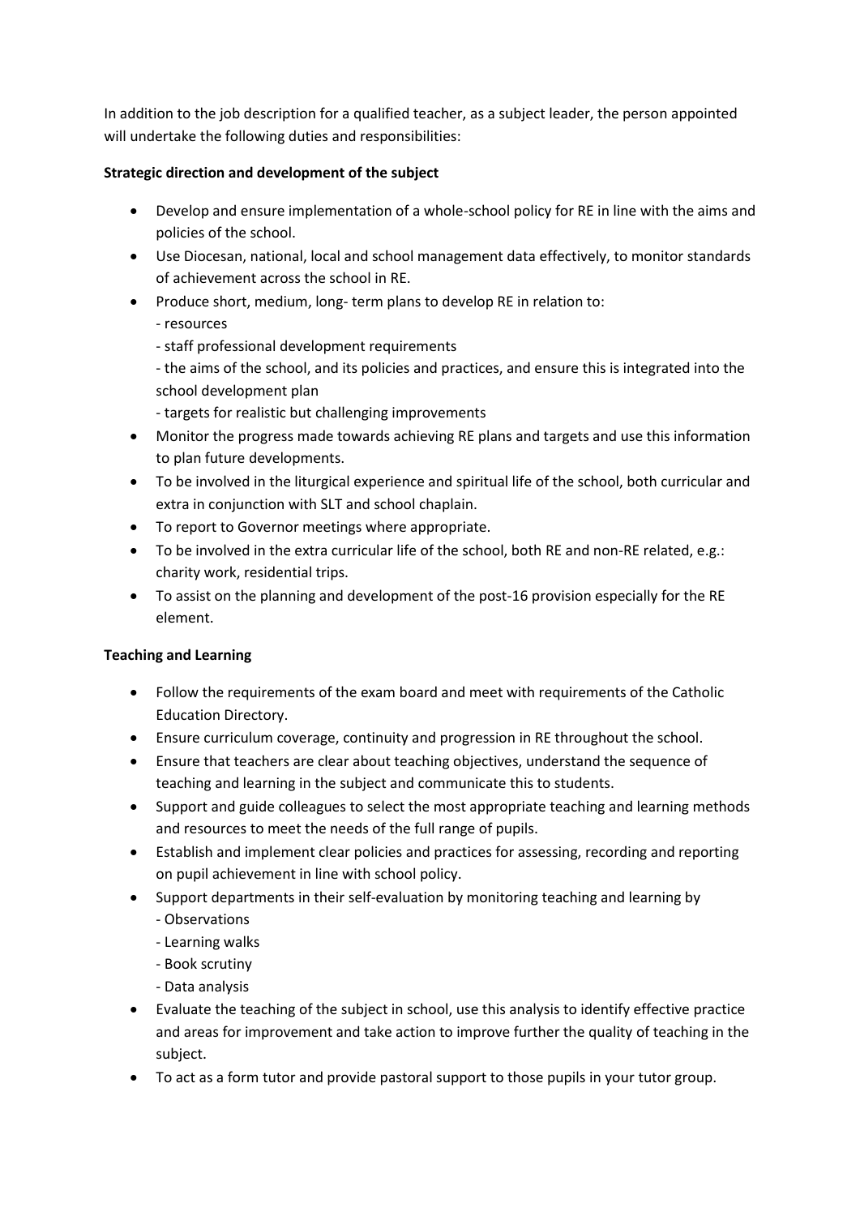In addition to the job description for a qualified teacher, as a subject leader, the person appointed will undertake the following duties and responsibilities:

**Strategic direction and development of the subject**

- Develop and ensure implementation of a whole-school policy for RE in line with the aims and policies of the school.
- Use Diocesan, national, local and school management data effectively, to monitor standards of achievement across the school in RE.
- Produce short, medium, long- term plans to develop RE in relation to:
  - resources
  - staff professional development requirements
  - the aims of the school, and its policies and practices, and ensure this is integrated into the school development plan
  - targets for realistic but challenging improvements
- Monitor the progress made towards achieving RE plans and targets and use this information to plan future developments.
- To be involved in the liturgical experience and spiritual life of the school, both curricular and extra in conjunction with SLT and school chaplain.
- To report to Governor meetings where appropriate.
- To be involved in the extra curricular life of the school, both RE and non-RE related, e.g.: charity work, residential trips.
- To assist on the planning and development of the post-16 provision especially for the RE element.

**Teaching and Learning**

- Follow the requirements of the exam board and meet with requirements of the Catholic Education Directory.
- Ensure curriculum coverage, continuity and progression in RE throughout the school.
- Ensure that teachers are clear about teaching objectives, understand the sequence of teaching and learning in the subject and communicate this to students.
- Support and guide colleagues to select the most appropriate teaching and learning methods and resources to meet the needs of the full range of pupils.
- Establish and implement clear policies and practices for assessing, recording and reporting on pupil achievement in line with school policy.
- Support departments in their self-evaluation by monitoring teaching and learning by
  - Observations
  - Learning walks
  - Book scrutiny
  - Data analysis
- Evaluate the teaching of the subject in school, use this analysis to identify effective practice and areas for improvement and take action to improve further the quality of teaching in the subject.
- To act as a form tutor and provide pastoral support to those pupils in your tutor group.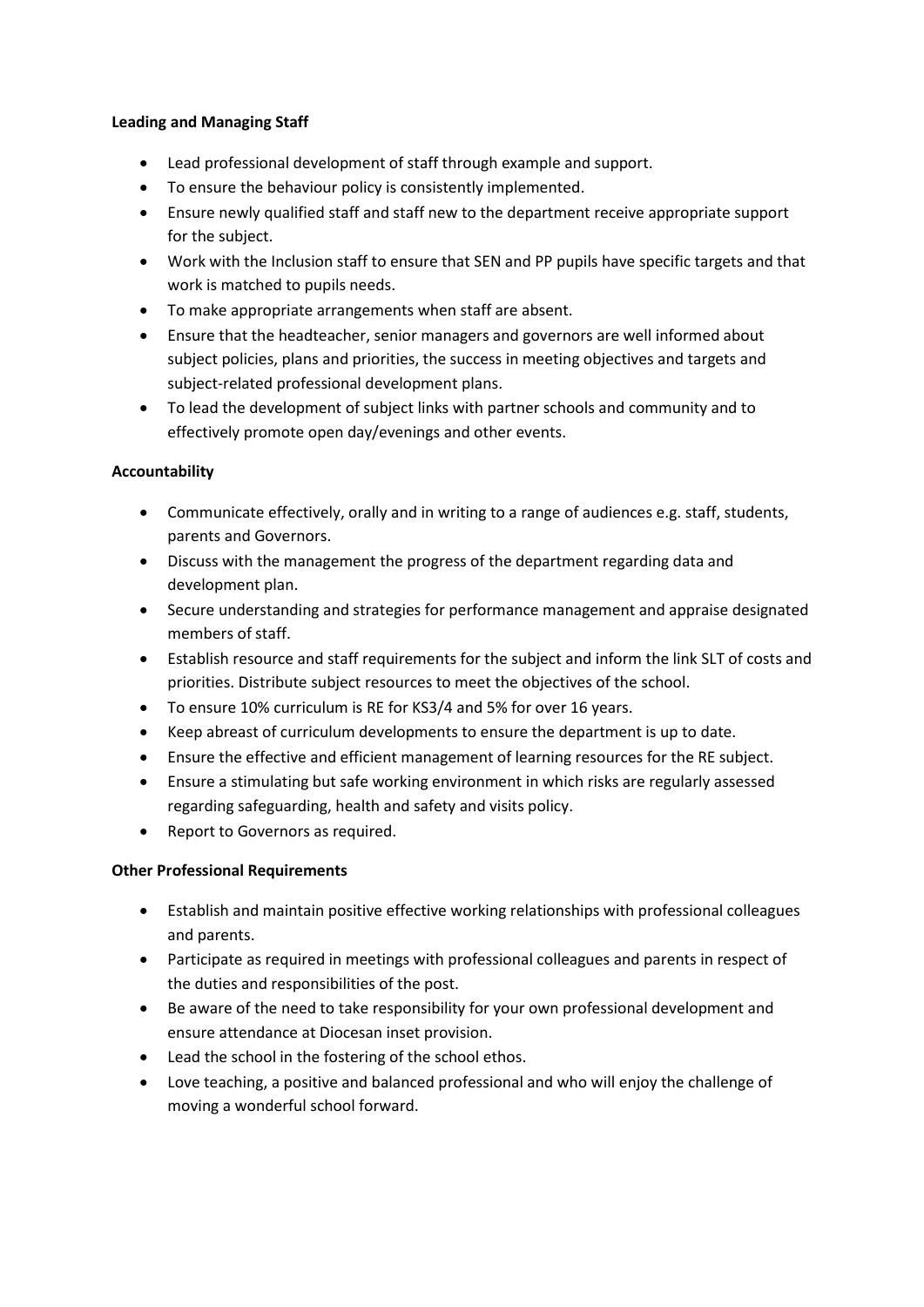**Leading and Managing Staff**

- Lead professional development of staff through example and support.
- To ensure the behaviour policy is consistently implemented.
- Ensure newly qualified staff and staff new to the department receive appropriate support for the subject.
- Work with the Inclusion staff to ensure that SEN and PP pupils have specific targets and that work is matched to pupils needs.
- To make appropriate arrangements when staff are absent.
- Ensure that the headteacher, senior managers and governors are well informed about subject policies, plans and priorities, the success in meeting objectives and targets and subject-related professional development plans.
- To lead the development of subject links with partner schools and community and to effectively promote open day/evenings and other events.

**Accountability**

- Communicate effectively, orally and in writing to a range of audiences e.g. staff, students, parents and Governors.
- Discuss with the management the progress of the department regarding data and development plan.
- Secure understanding and strategies for performance management and appraise designated members of staff.
- Establish resource and staff requirements for the subject and inform the link SLT of costs and priorities. Distribute subject resources to meet the objectives of the school.
- To ensure 10% curriculum is RE for KS3/4 and 5% for over 16 years.
- Keep abreast of curriculum developments to ensure the department is up to date.
- Ensure the effective and efficient management of learning resources for the RE subject.
- Ensure a stimulating but safe working environment in which risks are regularly assessed regarding safeguarding, health and safety and visits policy.
- Report to Governors as required.

**Other Professional Requirements**

- Establish and maintain positive effective working relationships with professional colleagues and parents.
- Participate as required in meetings with professional colleagues and parents in respect of the duties and responsibilities of the post.
- Be aware of the need to take responsibility for your own professional development and ensure attendance at Diocesan inset provision.
- Lead the school in the fostering of the school ethos.
- Love teaching, a positive and balanced professional and who will enjoy the challenge of moving a wonderful school forward.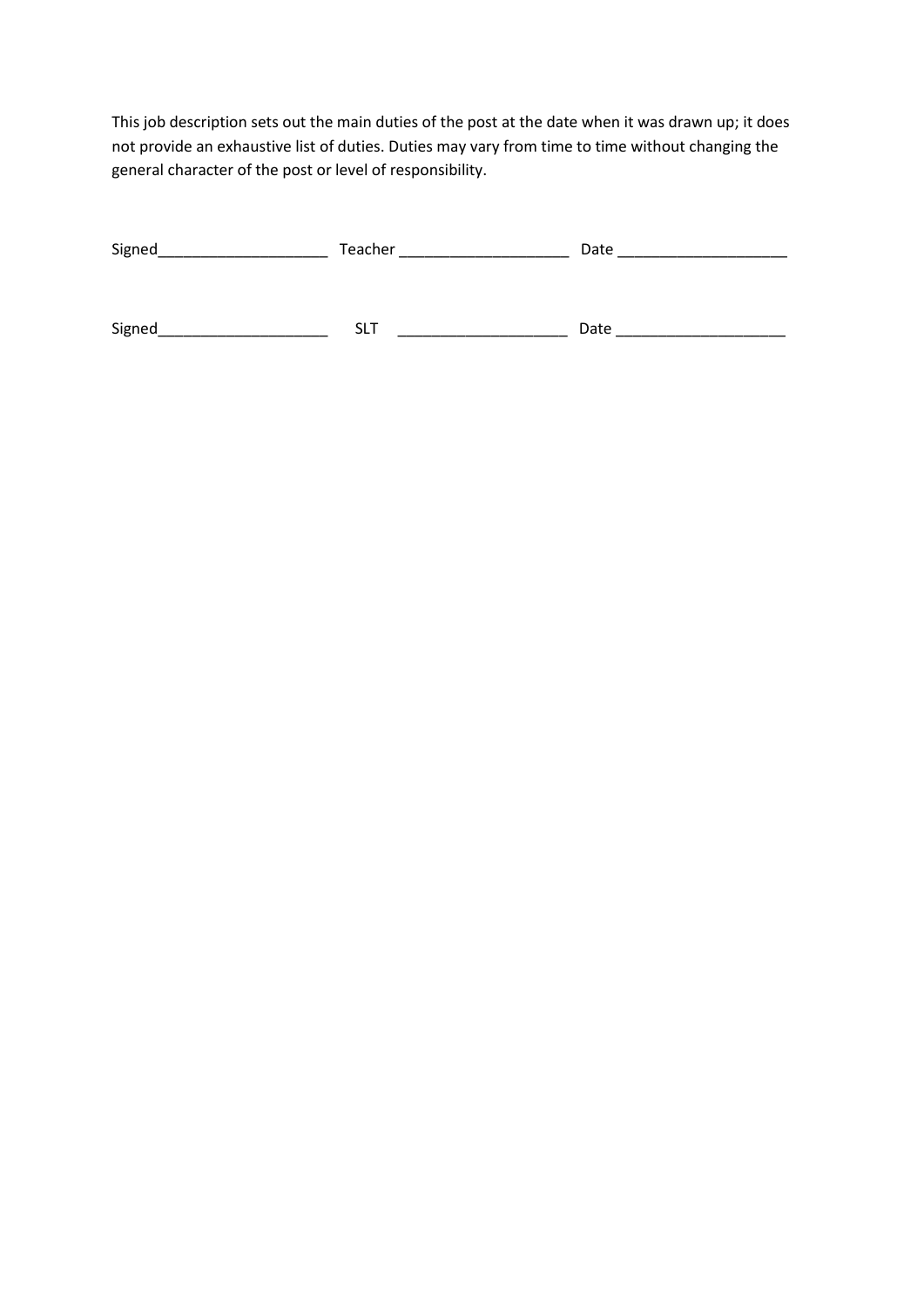This job description sets out the main duties of the post at the date when it was drawn up; it does not provide an exhaustive list of duties. Duties may vary from time to time without changing the general character of the post or level of responsibility.

Signed____________________ Teacher ____________________ Date ____________________

Signed____________________ SLT ____________________ Date ____________________